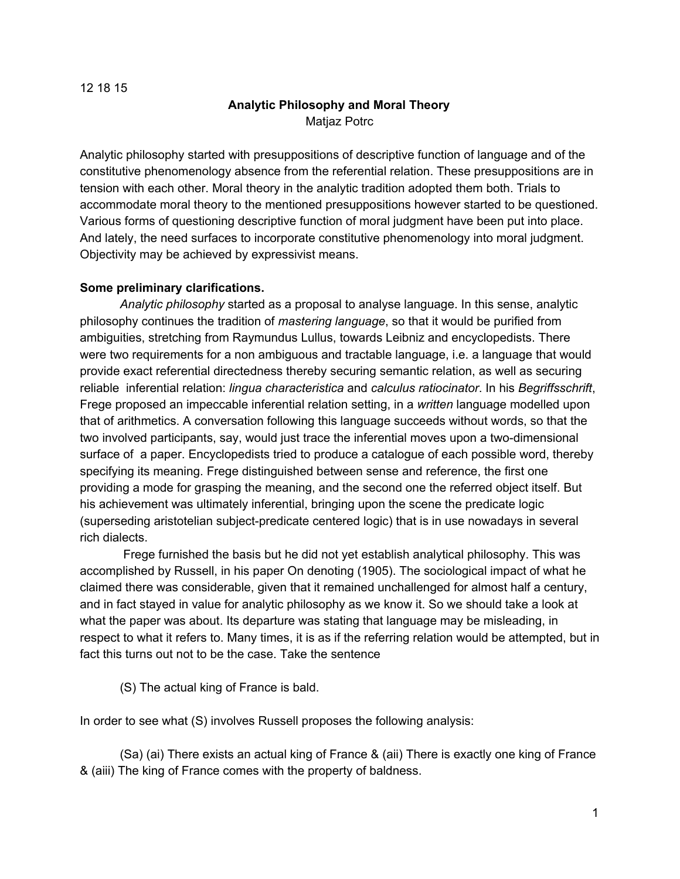12 18 15

# Analytic Philosophy and Moral Theory

Matjaz Potrc

Analytic philosophy started with presuppositions of descriptive function of language and of the constitutive phenomenology absence from the referential relation. These presuppositions are in tension with each other. Moral theory in the analytic tradition adopted them both. Trials to accommodate moral theory to the mentioned presuppositions however started to be questioned. Various forms of questioning descriptive function of moral judgment have been put into place. And lately, the need surfaces to incorporate constitutive phenomenology into moral judgment. Objectivity may be achieved by expressivist means.

**Some preliminary clarifications.**

*Analytic philosophy* started as a proposal to analyse language. In this sense, analytic philosophy continues the tradition of *mastering language*, so that it would be purified from ambiguities, stretching from Raymundus Lullus, towards Leibniz and encyclopedists. There were two requirements for a non ambiguous and tractable language, i.e. a language that would provide exact referential directedness thereby securing semantic relation, as well as securing reliable inferential relation: *lingua characteristica* and *calculus ratiocinator*. In his *Begriffsschrift*, Frege proposed an impeccable inferential relation setting, in a *written* language modelled upon that of arithmetics. A conversation following this language succeeds without words, so that the two involved participants, say, would just trace the inferential moves upon a two-dimensional surface of a paper. Encyclopedists tried to produce a catalogue of each possible word, thereby specifying its meaning. Frege distinguished between sense and reference, the first one providing a mode for grasping the meaning, and the second one the referred object itself. But his achievement was ultimately inferential, bringing upon the scene the predicate logic (superseding aristotelian subject-predicate centered logic) that is in use nowadays in several rich dialects.

Frege furnished the basis but he did not yet establish analytical philosophy. This was accomplished by Russell, in his paper On denoting (1905). The sociological impact of what he claimed there was considerable, given that it remained unchallenged for almost half a century, and in fact stayed in value for analytic philosophy as we know it. So we should take a look at what the paper was about. Its departure was stating that language may be misleading, in respect to what it refers to. Many times, it is as if the referring relation would be attempted, but in fact this turns out not to be the case. Take the sentence

(S) The actual king of France is bald.

In order to see what (S) involves Russell proposes the following analysis:

(Sa) (ai) There exists an actual king of France & (aii) There is exactly one king of France & (aiii) The king of France comes with the property of baldness.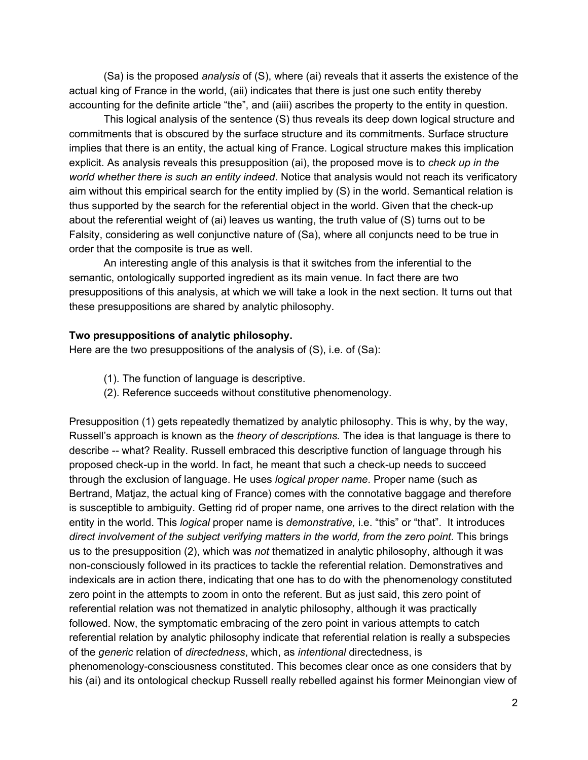(Sa) is the proposed *analysis* of (S), where (ai) reveals that it asserts the existence of the actual king of France in the world, (aii) indicates that there is just one such entity thereby accounting for the definite article "the", and (aiii) ascribes the property to the entity in question.

This logical analysis of the sentence (S) thus reveals its deep down logical structure and commitments that is obscured by the surface structure and its commitments. Surface structure implies that there is an entity, the actual king of France. Logical structure makes this implication explicit. As analysis reveals this presupposition (ai), the proposed move is to *check up in the world whether there is such an entity indeed*. Notice that analysis would not reach its verificatory aim without this empirical search for the entity implied by (S) in the world. Semantical relation is thus supported by the search for the referential object in the world. Given that the check-up about the referential weight of (ai) leaves us wanting, the truth value of (S) turns out to be Falsity, considering as well conjunctive nature of (Sa), where all conjuncts need to be true in order that the composite is true as well.

An interesting angle of this analysis is that it switches from the inferential to the semantic, ontologically supported ingredient as its main venue. In fact there are two presuppositions of this analysis, at which we will take a look in the next section. It turns out that these presuppositions are shared by analytic philosophy.

**Two presuppositions of analytic philosophy.**

Here are the two presuppositions of the analysis of (S), i.e. of (Sa):

(1). The function of language is descriptive.

(2). Reference succeeds without constitutive phenomenology.

Presupposition (1) gets repeatedly thematized by analytic philosophy. This is why, by the way, Russell's approach is known as the *theory of descriptions.* The idea is that language is there to describe -- what? Reality. Russell embraced this descriptive function of language through his proposed check-up in the world. In fact, he meant that such a check-up needs to succeed through the exclusion of language. He uses *logical proper name*. Proper name (such as Bertrand, Matjaz, the actual king of France) comes with the connotative baggage and therefore is susceptible to ambiguity. Getting rid of proper name, one arrives to the direct relation with the entity in the world. This *logical* proper name is *demonstrative,* i.e. "this" or "that". It introduces *direct involvement of the subject verifying matters in the world, from the zero point*. This brings us to the presupposition (2), which was *not* thematized in analytic philosophy, although it was non-consciously followed in its practices to tackle the referential relation. Demonstratives and indexicals are in action there, indicating that one has to do with the phenomenology constituted zero point in the attempts to zoom in onto the referent. But as just said, this zero point of referential relation was not thematized in analytic philosophy, although it was practically followed. Now, the symptomatic embracing of the zero point in various attempts to catch referential relation by analytic philosophy indicate that referential relation is really a subspecies of the *generic* relation of *directedness*, which, as *intentional* directedness, is phenomenology-consciousness constituted. This becomes clear once as one considers that by his (ai) and its ontological checkup Russell really rebelled against his former Meinongian view of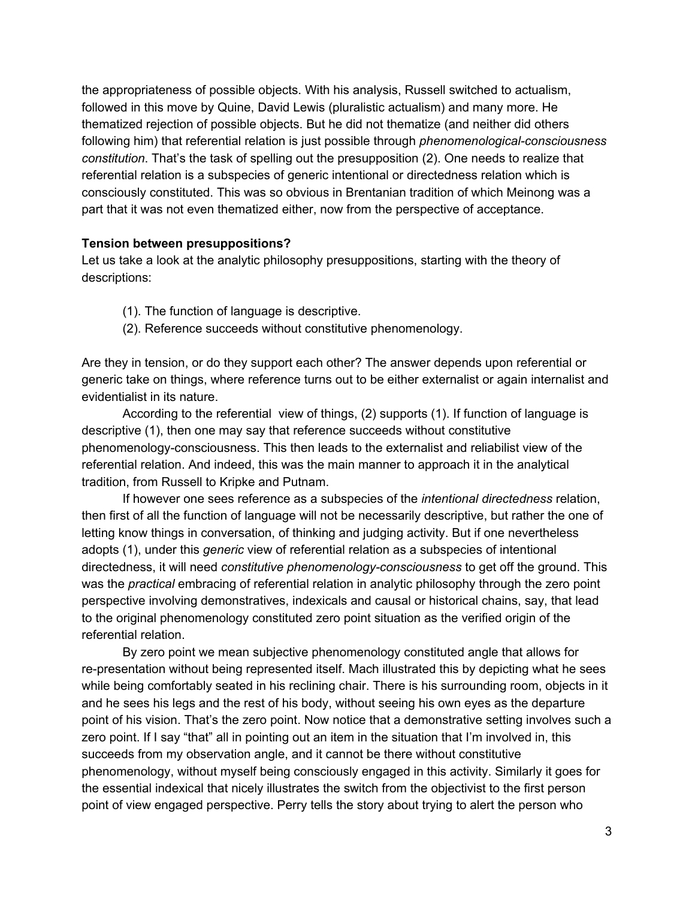the appropriateness of possible objects. With his analysis, Russell switched to actualism, followed in this move by Quine, David Lewis (pluralistic actualism) and many more. He thematized rejection of possible objects. But he did not thematize (and neither did others following him) that referential relation is just possible through *phenomenological-consciousness constitution*. That's the task of spelling out the presupposition (2). One needs to realize that referential relation is a subspecies of generic intentional or directedness relation which is consciously constituted. This was so obvious in Brentanian tradition of which Meinong was a part that it was not even thematized either, now from the perspective of acceptance.

**Tension between presuppositions?**

Let us take a look at the analytic philosophy presuppositions, starting with the theory of descriptions:

(1). The function of language is descriptive.

(2). Reference succeeds without constitutive phenomenology.

Are they in tension, or do they support each other? The answer depends upon referential or generic take on things, where reference turns out to be either externalist or again internalist and evidentialist in its nature.

According to the referential view of things, (2) supports (1). If function of language is descriptive (1), then one may say that reference succeeds without constitutive phenomenology-consciousness. This then leads to the externalist and reliabilist view of the referential relation. And indeed, this was the main manner to approach it in the analytical tradition, from Russell to Kripke and Putnam.

If however one sees reference as a subspecies of the *intentional directedness* relation, then first of all the function of language will not be necessarily descriptive, but rather the one of letting know things in conversation, of thinking and judging activity. But if one nevertheless adopts (1), under this *generic* view of referential relation as a subspecies of intentional directedness, it will need *constitutive phenomenology-consciousness* to get off the ground. This was the *practical* embracing of referential relation in analytic philosophy through the zero point perspective involving demonstratives, indexicals and causal or historical chains, say, that lead to the original phenomenology constituted zero point situation as the verified origin of the referential relation.

By zero point we mean subjective phenomenology constituted angle that allows for re-presentation without being represented itself. Mach illustrated this by depicting what he sees while being comfortably seated in his reclining chair. There is his surrounding room, objects in it and he sees his legs and the rest of his body, without seeing his own eyes as the departure point of his vision. That's the zero point. Now notice that a demonstrative setting involves such a zero point. If I say "that" all in pointing out an item in the situation that I'm involved in, this succeeds from my observation angle, and it cannot be there without constitutive phenomenology, without myself being consciously engaged in this activity. Similarly it goes for the essential indexical that nicely illustrates the switch from the objectivist to the first person point of view engaged perspective. Perry tells the story about trying to alert the person who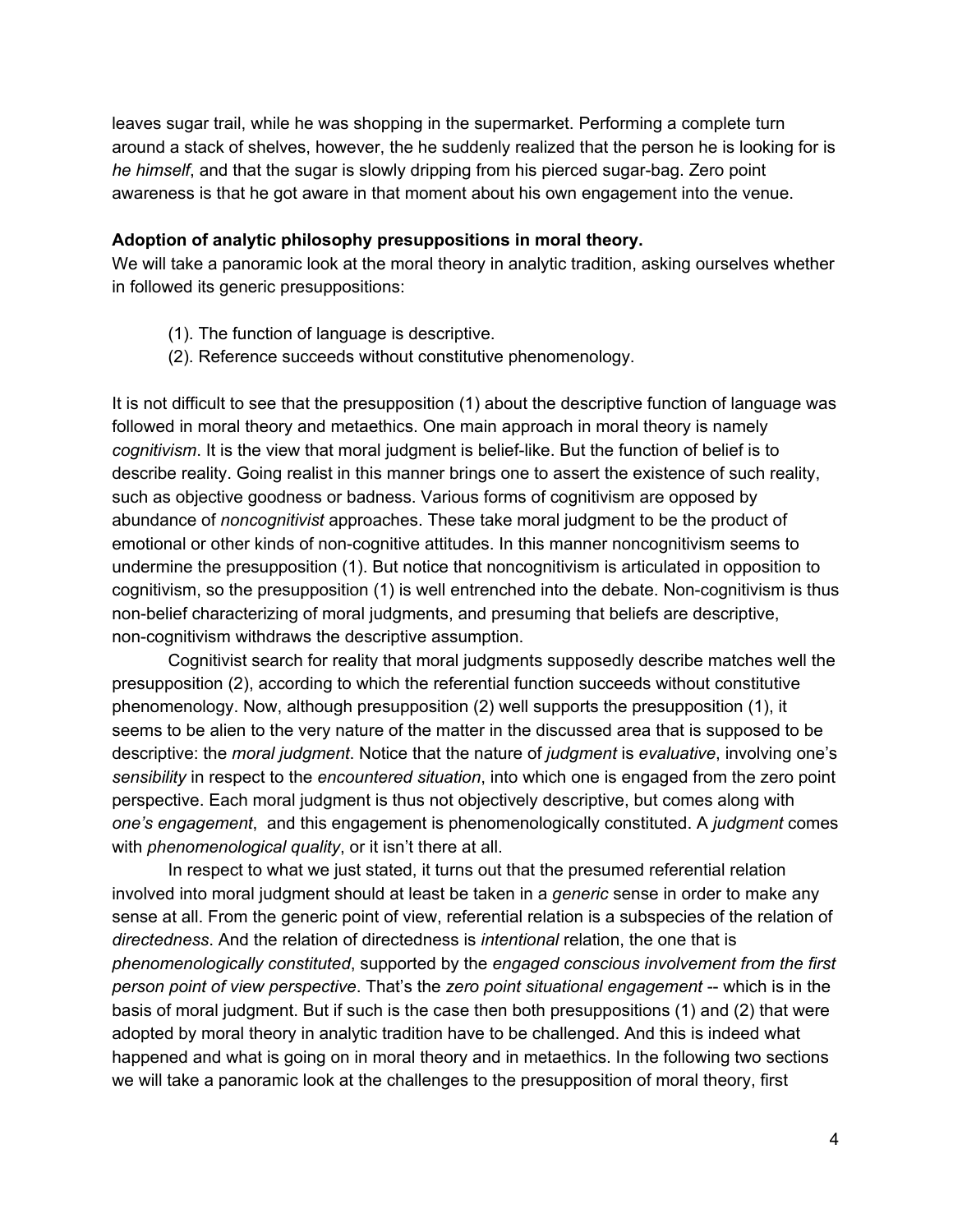leaves sugar trail, while he was shopping in the supermarket. Performing a complete turn around a stack of shelves, however, the he suddenly realized that the person he is looking for is *he himself*, and that the sugar is slowly dripping from his pierced sugar-bag. Zero point awareness is that he got aware in that moment about his own engagement into the venue.

**Adoption of analytic philosophy presuppositions in moral theory.**

We will take a panoramic look at the moral theory in analytic tradition, asking ourselves whether in followed its generic presuppositions:

(1). The function of language is descriptive.

(2). Reference succeeds without constitutive phenomenology.

It is not difficult to see that the presupposition (1) about the descriptive function of language was followed in moral theory and metaethics. One main approach in moral theory is namely *cognitivism*. It is the view that moral judgment is belief-like. But the function of belief is to describe reality. Going realist in this manner brings one to assert the existence of such reality, such as objective goodness or badness. Various forms of cognitivism are opposed by abundance of *noncognitivist* approaches. These take moral judgment to be the product of emotional or other kinds of non-cognitive attitudes. In this manner noncognitivism seems to undermine the presupposition (1). But notice that noncognitivism is articulated in opposition to cognitivism, so the presupposition (1) is well entrenched into the debate. Non-cognitivism is thus non-belief characterizing of moral judgments, and presuming that beliefs are descriptive, non-cognitivism withdraws the descriptive assumption.

Cognitivist search for reality that moral judgments supposedly describe matches well the presupposition (2), according to which the referential function succeeds without constitutive phenomenology. Now, although presupposition (2) well supports the presupposition (1), it seems to be alien to the very nature of the matter in the discussed area that is supposed to be descriptive: the *moral judgment*. Notice that the nature of *judgment* is *evaluative*, involving one's *sensibility* in respect to the *encountered situation*, into which one is engaged from the zero point perspective. Each moral judgment is thus not objectively descriptive, but comes along with *one's engagement*, and this engagement is phenomenologically constituted. A *judgment* comes with *phenomenological quality*, or it isn't there at all.

In respect to what we just stated, it turns out that the presumed referential relation involved into moral judgment should at least be taken in a *generic* sense in order to make any sense at all. From the generic point of view, referential relation is a subspecies of the relation of *directedness*. And the relation of directedness is *intentional* relation, the one that is *phenomenologically constituted*, supported by the *engaged conscious involvement from the first person point of view perspective*. That's the *zero point situational engagement* -- which is in the basis of moral judgment. But if such is the case then both presuppositions (1) and (2) that were adopted by moral theory in analytic tradition have to be challenged. And this is indeed what happened and what is going on in moral theory and in metaethics. In the following two sections we will take a panoramic look at the challenges to the presupposition of moral theory, first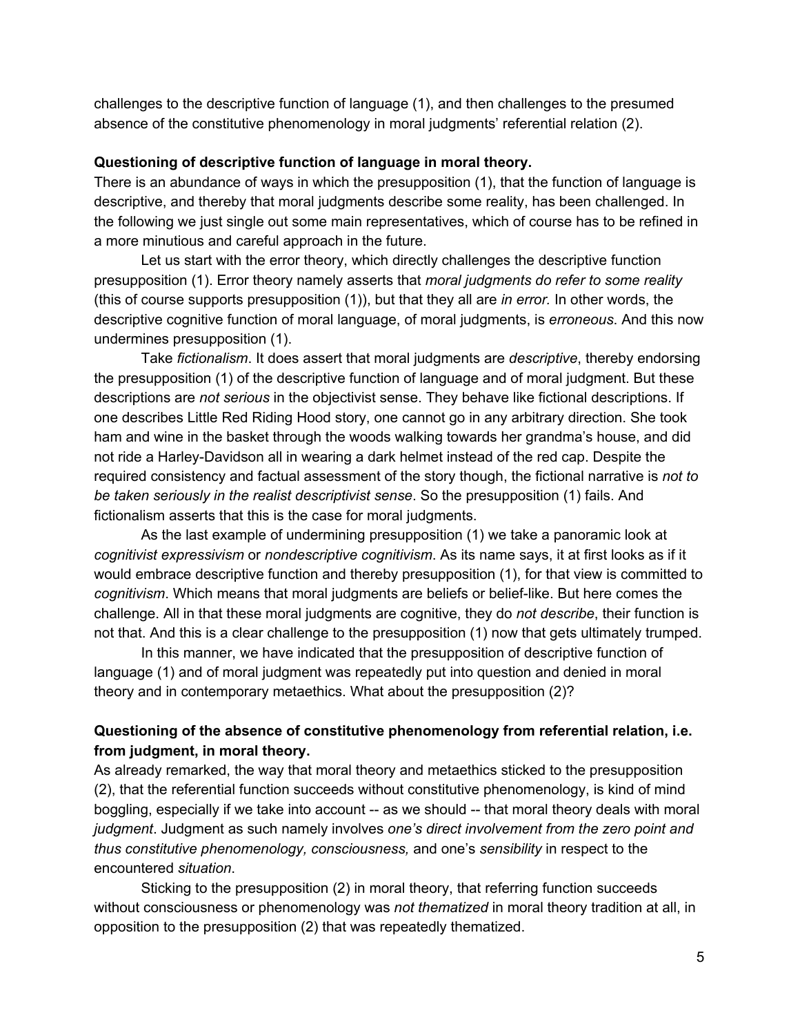challenges to the descriptive function of language (1), and then challenges to the presumed absence of the constitutive phenomenology in moral judgments' referential relation (2).

**Questioning of descriptive function of language in moral theory.**

There is an abundance of ways in which the presupposition (1), that the function of language is descriptive, and thereby that moral judgments describe some reality, has been challenged. In the following we just single out some main representatives, which of course has to be refined in a more minutious and careful approach in the future.

Let us start with the error theory, which directly challenges the descriptive function presupposition (1). Error theory namely asserts that *moral judgments do refer to some reality* (this of course supports presupposition (1)), but that they all are *in error.* In other words, the descriptive cognitive function of moral language, of moral judgments, is *erroneous*. And this now undermines presupposition (1).

Take *fictionalism*. It does assert that moral judgments are *descriptive*, thereby endorsing the presupposition (1) of the descriptive function of language and of moral judgment. But these descriptions are *not serious* in the objectivist sense. They behave like fictional descriptions. If one describes Little Red Riding Hood story, one cannot go in any arbitrary direction. She took ham and wine in the basket through the woods walking towards her grandma's house, and did not ride a Harley-Davidson all in wearing a dark helmet instead of the red cap. Despite the required consistency and factual assessment of the story though, the fictional narrative is *not to be taken seriously in the realist descriptivist sense*. So the presupposition (1) fails. And fictionalism asserts that this is the case for moral judgments.

As the last example of undermining presupposition (1) we take a panoramic look at *cognitivist expressivism* or *nondescriptive cognitivism*. As its name says, it at first looks as if it would embrace descriptive function and thereby presupposition (1), for that view is committed to *cognitivism*. Which means that moral judgments are beliefs or belief-like. But here comes the challenge. All in that these moral judgments are cognitive, they do *not describe*, their function is not that. And this is a clear challenge to the presupposition (1) now that gets ultimately trumped.

In this manner, we have indicated that the presupposition of descriptive function of language (1) and of moral judgment was repeatedly put into question and denied in moral theory and in contemporary metaethics. What about the presupposition (2)?

**Questioning of the absence of constitutive phenomenology from referential relation, i.e. from judgment, in moral theory.**

As already remarked, the way that moral theory and metaethics sticked to the presupposition (2), that the referential function succeeds without constitutive phenomenology, is kind of mind boggling, especially if we take into account -- as we should -- that moral theory deals with moral *judgment*. Judgment as such namely involves *one's direct involvement from the zero point and thus constitutive phenomenology, consciousness,* and one's *sensibility* in respect to the encountered *situation*.

Sticking to the presupposition (2) in moral theory, that referring function succeeds without consciousness or phenomenology was *not thematized* in moral theory tradition at all, in opposition to the presupposition (2) that was repeatedly thematized.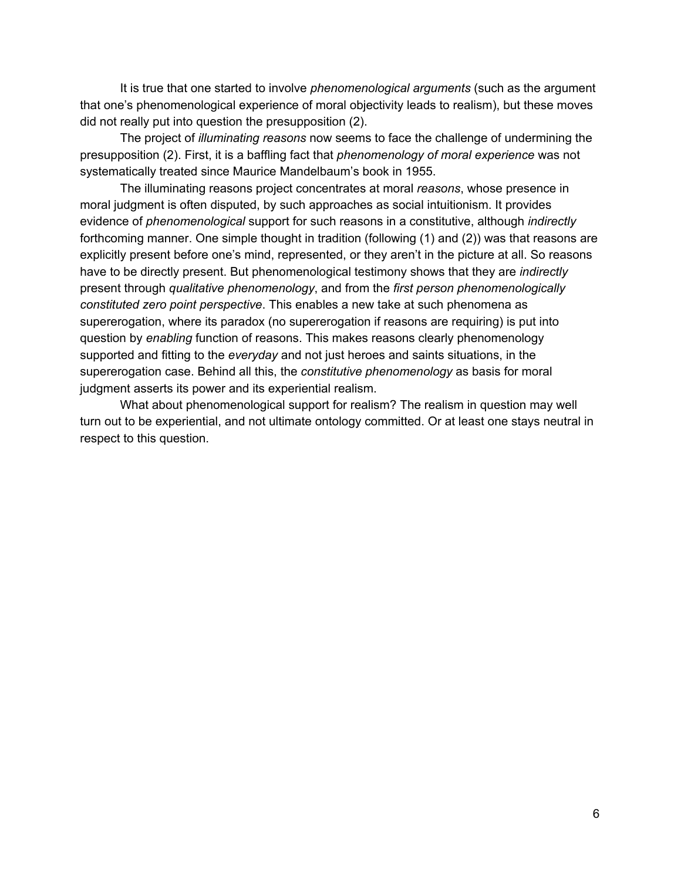It is true that one started to involve *phenomenological arguments* (such as the argument that one's phenomenological experience of moral objectivity leads to realism), but these moves did not really put into question the presupposition (2).

The project of *illuminating reasons* now seems to face the challenge of undermining the presupposition (2). First, it is a baffling fact that *phenomenology of moral experience* was not systematically treated since Maurice Mandelbaum's book in 1955.

The illuminating reasons project concentrates at moral *reasons*, whose presence in moral judgment is often disputed, by such approaches as social intuitionism. It provides evidence of *phenomenological* support for such reasons in a constitutive, although *indirectly* forthcoming manner. One simple thought in tradition (following (1) and (2)) was that reasons are explicitly present before one's mind, represented, or they aren't in the picture at all. So reasons have to be directly present. But phenomenological testimony shows that they are *indirectly* present through *qualitative phenomenology*, and from the *first person phenomenologically constituted zero point perspective*. This enables a new take at such phenomena as supererogation, where its paradox (no supererogation if reasons are requiring) is put into question by *enabling* function of reasons. This makes reasons clearly phenomenology supported and fitting to the *everyday* and not just heroes and saints situations, in the supererogation case. Behind all this, the *constitutive phenomenology* as basis for moral judgment asserts its power and its experiential realism.

What about phenomenological support for realism? The realism in question may well turn out to be experiential, and not ultimate ontology committed. Or at least one stays neutral in respect to this question.